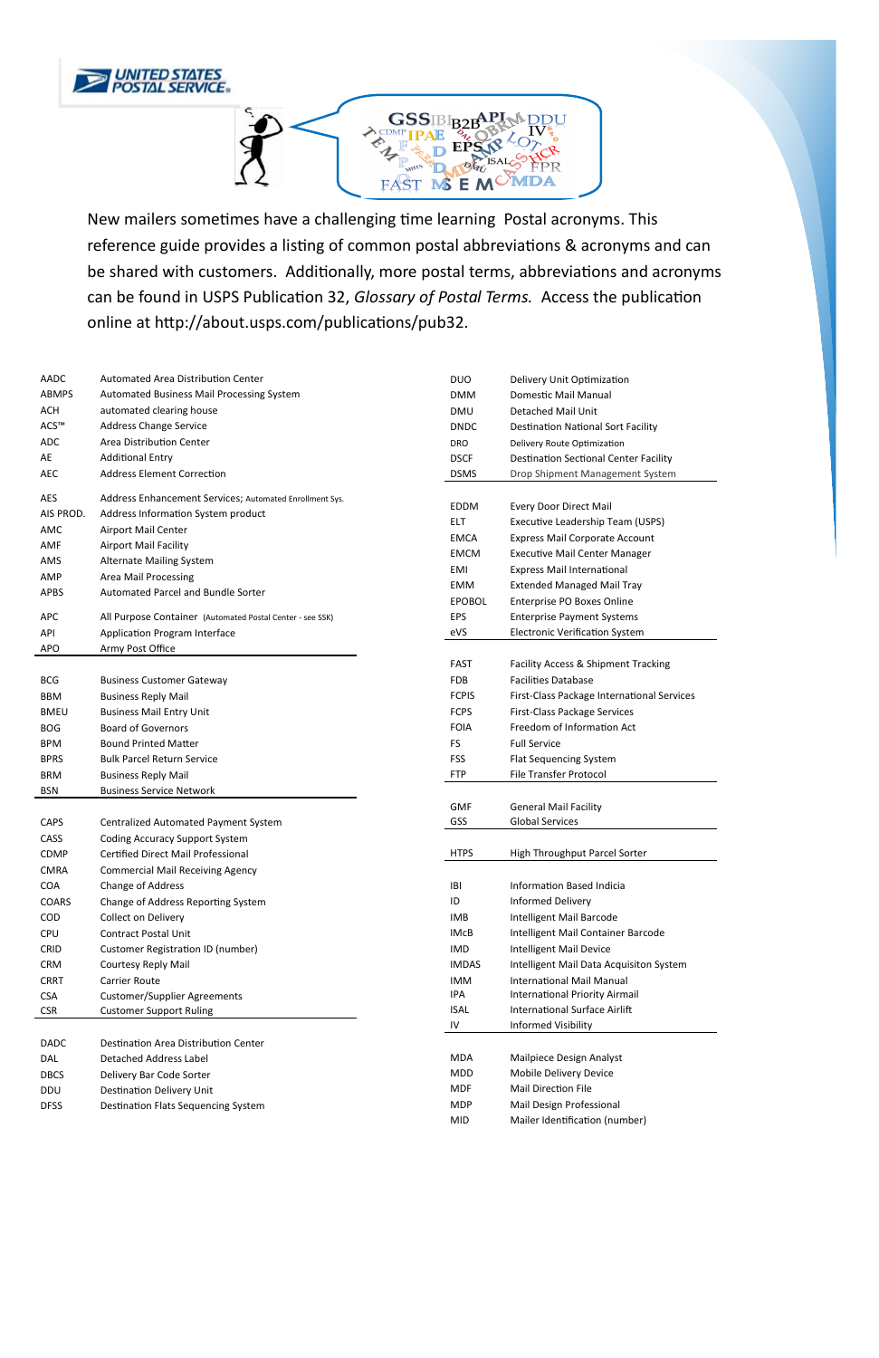UNITED STATES POSTAL SERVICE

New mailers sometimes have a challenging time learning Postal acronyms. This reference guide provides a listing of common postal abbreviations & acronyms and can be shared with customers. Additionally, more postal terms, abbreviations and acronyms can be found in USPS Publication 32, *Glossary of Postal Terms.* Access the publication online at http://about.usps.com/publications/pub32.

| Acronym | Meaning |
|---|---|
| AADC | Automated Area Distribution Center |
| ABMPS | Automated Business Mail Processing System |
| ACH | automated clearing house |
| ACS™ | Address Change Service |
| ADC | Area Distribution Center |
| AE | Additional Entry |
| AEC | Address Element Correction |
| AES | Address Enhancement Services; Automated Enrollment Sys. |
| AIS PROD. | Address Information System product |
| AMC | Airport Mail Center |
| AMF | Airport Mail Facility |
| AMS | Alternate Mailing System |
| AMP | Area Mail Processing |
| APBS | Automated Parcel and Bundle Sorter |
| APC | All Purpose Container (Automated Postal Center - see SSK) |
| API | Application Program Interface |
| APO | Army Post Office |

| Acronym | Meaning |
|---|---|
| BCG | Business Customer Gateway |
| BBM | Business Reply Mail |
| BMEU | Business Mail Entry Unit |
| BOG | Board of Governors |
| BPM | Bound Printed Matter |
| BPRS | Bulk Parcel Return Service |
| BRM | Business Reply Mail |
| BSN | Business Service Network |

| Acronym | Meaning |
|---|---|
| CAPS | Centralized Automated Payment System |
| CASS | Coding Accuracy Support System |
| CDMP | Certified Direct Mail Professional |
| CMRA | Commercial Mail Receiving Agency |
| COA | Change of Address |
| COARS | Change of Address Reporting System |
| COD | Collect on Delivery |
| CPU | Contract Postal Unit |
| CRID | Customer Registration ID (number) |
| CRM | Courtesy Reply Mail |
| CRRT | Carrier Route |
| CSA | Customer/Supplier Agreements |
| CSR | Customer Support Ruling |

| Acronym | Meaning |
|---|---|
| DADC | Destination Area Distribution Center |
| DAL | Detached Address Label |
| DBCS | Delivery Bar Code Sorter |
| DDU | Destination Delivery Unit |
| DFSS | Destination Flats Sequencing System |
| DUO | Delivery Unit Optimization |
| DMM | Domestic Mail Manual |
| DMU | Detached Mail Unit |
| DNDC | Destination National Sort Facility |
| DRO | Delivery Route Optimization |
| DSCF | Destination Sectional Center Facility |
| DSMS | Drop Shipment Management System |

| Acronym | Meaning |
|---|---|
| EDDM | Every Door Direct Mail |
| ELT | Executive Leadership Team (USPS) |
| EMCA | Express Mail Corporate Account |
| EMCM | Executive Mail Center Manager |
| EMI | Express Mail International |
| EMM | Extended Managed Mail Tray |
| EPOBOL | Enterprise PO Boxes Online |
| EPS | Enterprise Payment Systems |
| eVS | Electronic Verification System |

| Acronym | Meaning |
|---|---|
| FAST | Facility Access & Shipment Tracking |
| FDB | Facilities Database |
| FCPIS | First-Class Package International Services |
| FCPS | First-Class Package Services |
| FOIA | Freedom of Information Act |
| FS | Full Service |
| FSS | Flat Sequencing System |
| FTP | File Transfer Protocol |

| Acronym | Meaning |
|---|---|
| GMF | General Mail Facility |
| GSS | Global Services |

| Acronym | Meaning |
|---|---|
| HTPS | High Throughput Parcel Sorter |

| Acronym | Meaning |
|---|---|
| IBI | Information Based Indicia |
| ID | Informed Delivery |
| IMB | Intelligent Mail Barcode |
| IMcB | Intelligent Mail Container Barcode |
| IMD | Intelligent Mail Device |
| IMDAS | Intelligent Mail Data Acquisiton System |
| IMM | International Mail Manual |
| IPA | International Priority Airmail |
| ISAL | International Surface Airlift |
| IV | Informed Visibility |

| Acronym | Meaning |
|---|---|
| MDA | Mailpiece Design Analyst |
| MDD | Mobile Delivery Device |
| MDF | Mail Direction File |
| MDP | Mail Design Professional |
| MID | Mailer Identification (number) |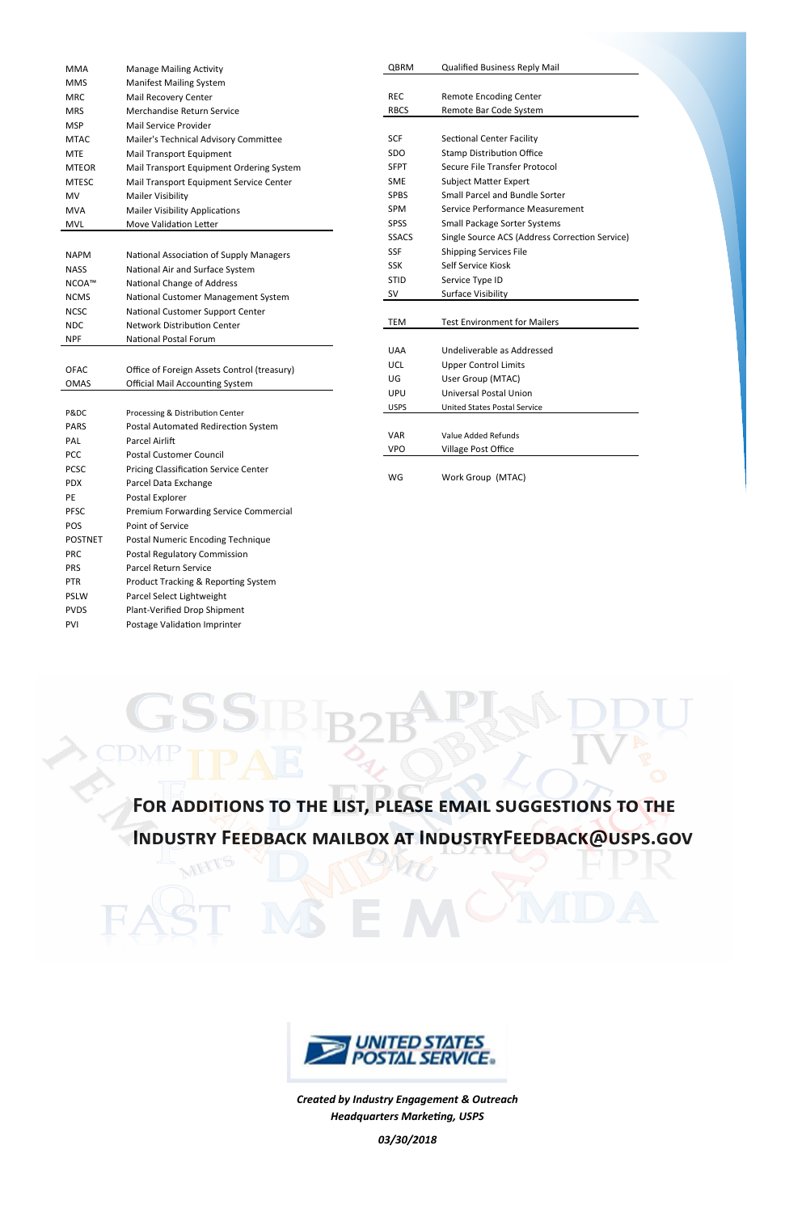| | |
|---|---|
| MMA | Manage Mailing Activity |
| MMS | Manifest Mailing System |
| MRC | Mail Recovery Center |
| MRS | Merchandise Return Service |
| MSP | Mail Service Provider |
| MTAC | Mailer's Technical Advisory Committee |
| MTE | Mail Transport Equipment |
| MTEOR | Mail Transport Equipment Ordering System |
| MTESC | Mail Transport Equipment Service Center |
| MV | Mailer Visibility |
| MVA | Mailer Visibility Applications |
| MVL | Move Validation Letter |

| | |
|---|---|
| NAPM | National Association of Supply Managers |
| NASS | National Air and Surface System |
| NCOA™ | National Change of Address |
| NCMS | National Customer Management System |
| NCSC | National Customer Support Center |
| NDC | Network Distribution Center |
| NPF | National Postal Forum |

| | |
|---|---|
| OFAC | Office of Foreign Assets Control (treasury) |
| OMAS | Official Mail Accounting System |

| | |
|---|---|
| P&DC | Processing & Distribution Center |
| PARS | Postal Automated Redirection System |
| PAL | Parcel Airlift |
| PCC | Postal Customer Council |
| PCSC | Pricing Classification Service Center |
| PDX | Parcel Data Exchange |
| PE | Postal Explorer |
| PFSC | Premium Forwarding Service Commercial |
| POS | Point of Service |
| POSTNET | Postal Numeric Encoding Technique |
| PRC | Postal Regulatory Commission |
| PRS | Parcel Return Service |
| PTR | Product Tracking & Reporting System |
| PSLW | Parcel Select Lightweight |
| PVDS | Plant-Verified Drop Shipment |
| PVI | Postage Validation Imprinter |

| | |
|---|---|
| QBRM | Qualified Business Reply Mail |

| | |
|---|---|
| REC | Remote Encoding Center |
| RBCS | Remote Bar Code System |

| | |
|---|---|
| SCF | Sectional Center Facility |
| SDO | Stamp Distribution Office |
| SFPT | Secure File Transfer Protocol |
| SME | Subject Matter Expert |
| SPBS | Small Parcel and Bundle Sorter |
| SPM | Service Performance Measurement |
| SPSS | Small Package Sorter Systems |
| SSACS | Single Source ACS (Address Correction Service) |
| SSF | Shipping Services File |
| SSK | Self Service Kiosk |
| STID | Service Type ID |
| SV | Surface Visibility |

| | |
|---|---|
| TEM | Test Environment for Mailers |

| | |
|---|---|
| UAA | Undeliverable as Addressed |
| UCL | Upper Control Limits |
| UG | User Group (MTAC) |
| UPU | Universal Postal Union |
| USPS | United States Postal Service |

| | |
|---|---|
| VAR | Value Added Refunds |
| VPO | Village Post Office |

| | |
|---|---|
| WG | Work Group (MTAC) |

**FOR ADDITIONS TO THE LIST, PLEASE EMAIL SUGGESTIONS TO THE INDUSTRY FEEDBACK MAILBOX AT INDUSTRYFEEDBACK@USPS.GOV**

UNITED STATES POSTAL SERVICE

***Created by Industry Engagement & Outreach***
***Headquarters Marketing, USPS***

***03/30/2018***